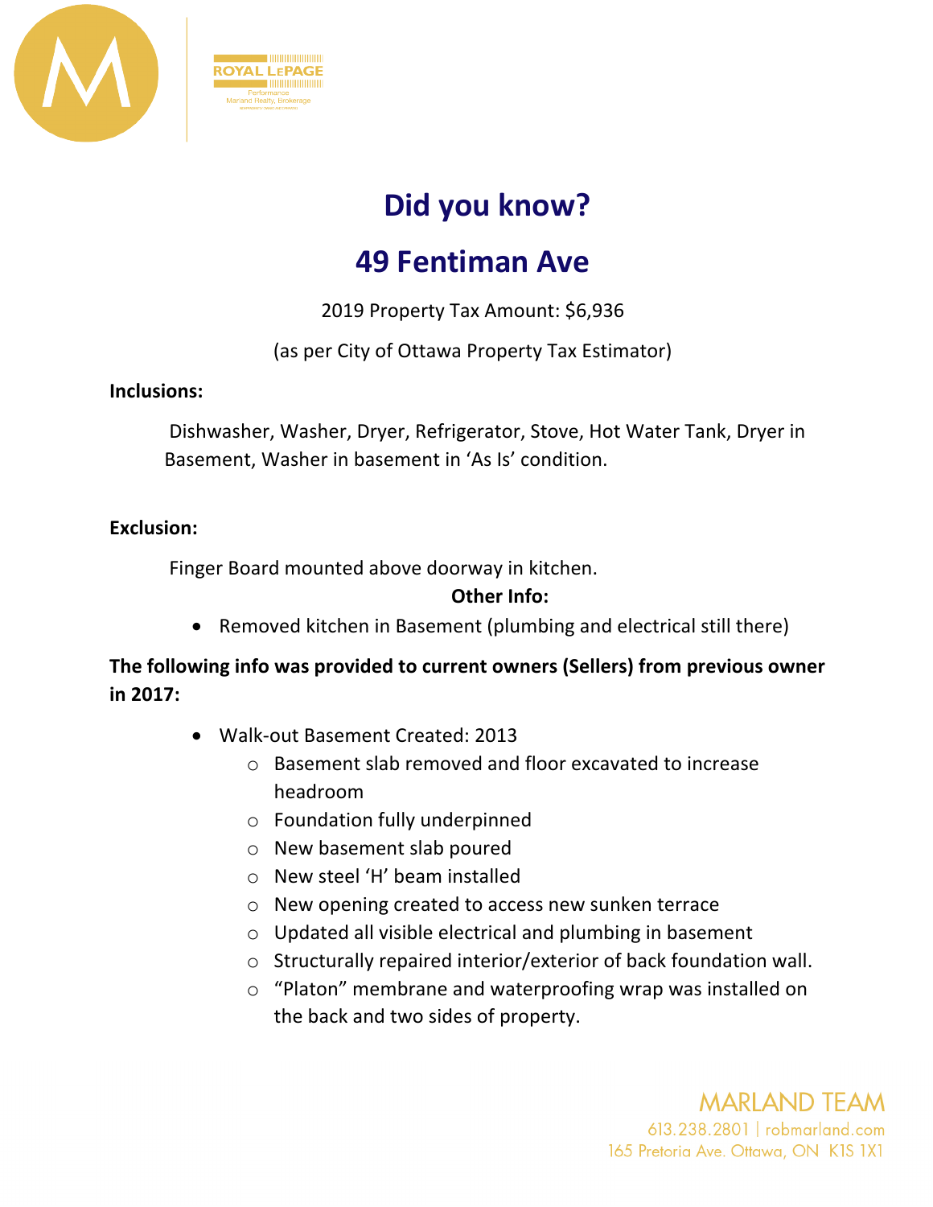# Did you know?

# 49 Fentiman Ave

2019 Property Tax Amount: $6,936

(as per City of Ottawa Property Tax Estimator)

**Inclusions:**

Dishwasher, Washer, Dryer, Refrigerator, Stove, Hot Water Tank, Dryer in Basement, Washer in basement in 'As Is' condition.

**Exclusion:**

Finger Board mounted above doorway in kitchen.

**Other Info:**

- Removed kitchen in Basement (plumbing and electrical still there)

**The following info was provided to current owners (Sellers) from previous owner in 2017:**

- Walk-out Basement Created: 2013
  - Basement slab removed and floor excavated to increase headroom
  - Foundation fully underpinned
  - New basement slab poured
  - New steel 'H' beam installed
  - New opening created to access new sunken terrace
  - Updated all visible electrical and plumbing in basement
  - Structurally repaired interior/exterior of back foundation wall.
  - "Platon" membrane and waterproofing wrap was installed on the back and two sides of property.

MARLAND TEAM
613.238.2801 | robmarland.com
165 Pretoria Ave. Ottawa, ON K1S 1X1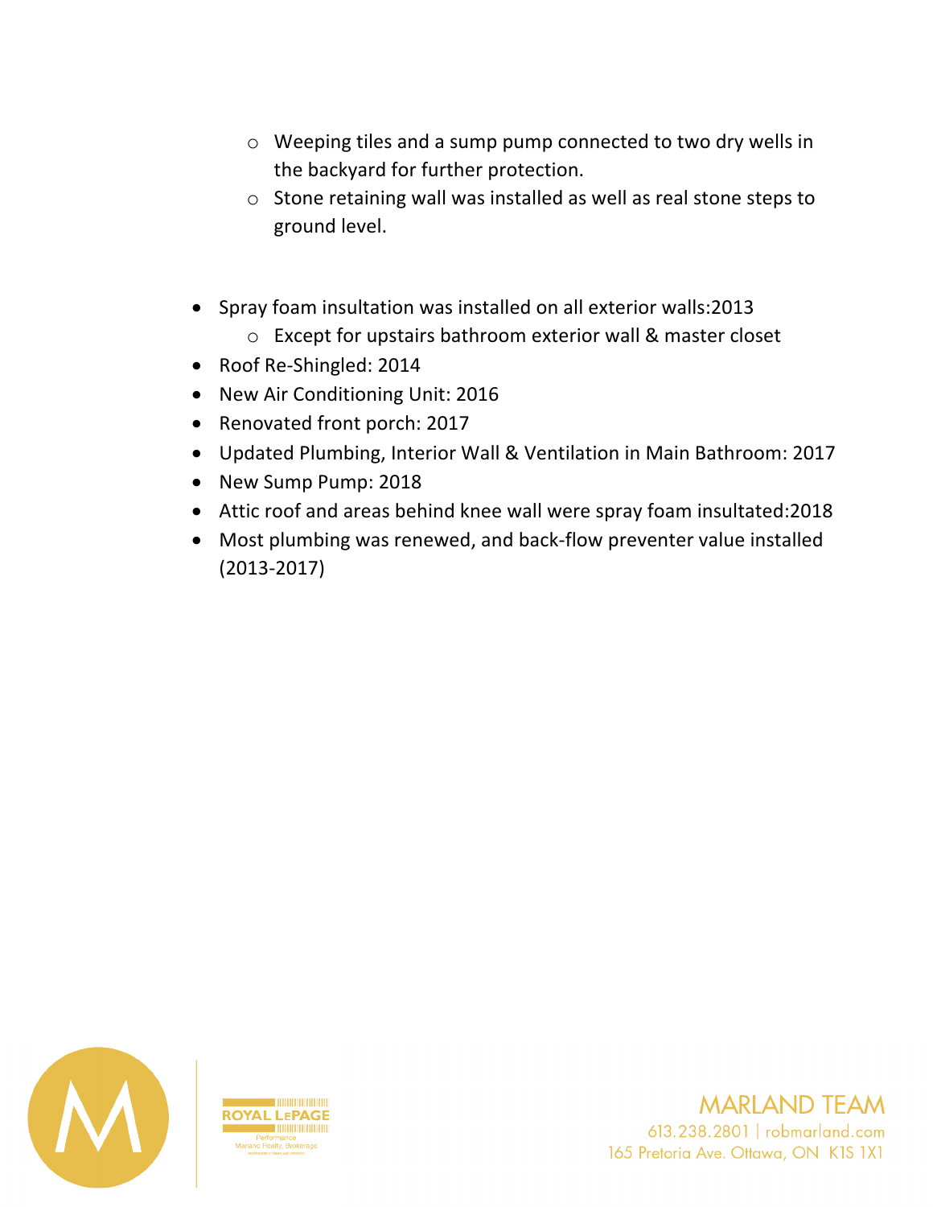- Weeping tiles and a sump pump connected to two dry wells in the backyard for further protection.
  - Stone retaining wall was installed as well as real stone steps to ground level.

- Spray foam insultation was installed on all exterior walls:2013
  - Except for upstairs bathroom exterior wall & master closet
- Roof Re-Shingled: 2014
- New Air Conditioning Unit: 2016
- Renovated front porch: 2017
- Updated Plumbing, Interior Wall & Ventilation in Main Bathroom: 2017
- New Sump Pump: 2018
- Attic roof and areas behind knee wall were spray foam insultated:2018
- Most plumbing was renewed, and back-flow preventer value installed (2013-2017)

MARLAND TEAM
613.238.2801 | robmarland.com
165 Pretoria Ave. Ottawa, ON K1S 1X1